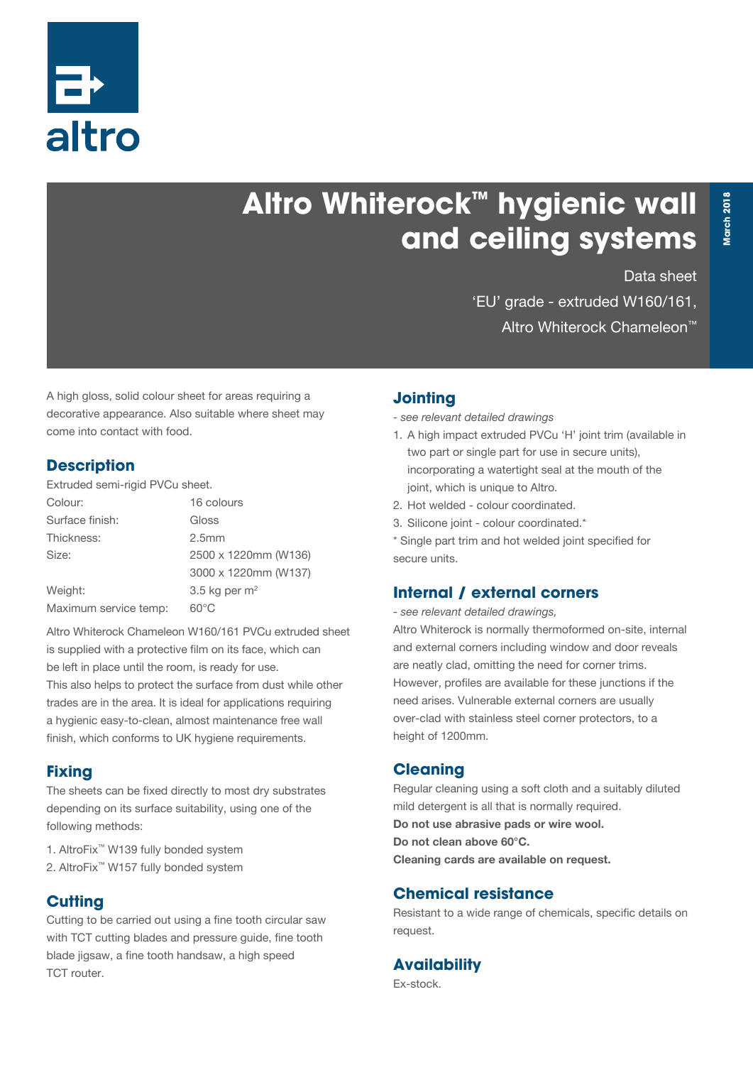altro

# Altro Whiterock™ hygienic wall and ceiling systems

Data sheet

'EU' grade - extruded W160/161,

Altro Whiterock Chameleon™

March 2018

A high gloss, solid colour sheet for areas requiring a decorative appearance. Also suitable where sheet may come into contact with food.

## Description

Extruded semi-rigid PVCu sheet.

| | |
|---|---|
| Colour: | 16 colours |
| Surface finish: | Gloss |
| Thickness: | 2.5mm |
| Size: | 2500 x 1220mm (W136) |
| | 3000 x 1220mm (W137) |
| Weight: | 3.5 kg per m$^2$ |
| Maximum service temp: | 60°C |

Altro Whiterock Chameleon W160/161 PVCu extruded sheet is supplied with a protective film on its face, which can be left in place until the room, is ready for use. This also helps to protect the surface from dust while other trades are in the area. It is ideal for applications requiring a hygienic easy-to-clean, almost maintenance free wall finish, which conforms to UK hygiene requirements.

## Fixing

The sheets can be fixed directly to most dry substrates depending on its surface suitability, using one of the following methods:

1. AltroFix™ W139 fully bonded system
2. AltroFix™ W157 fully bonded system

## Cutting

Cutting to be carried out using a fine tooth circular saw with TCT cutting blades and pressure guide, fine tooth blade jigsaw, a fine tooth handsaw, a high speed TCT router.

## Jointing

*- see relevant detailed drawings*

1. A high impact extruded PVCu 'H' joint trim (available in two part or single part for use in secure units), incorporating a watertight seal at the mouth of the joint, which is unique to Altro.
2. Hot welded - colour coordinated.
3. Silicone joint - colour coordinated.*

* Single part trim and hot welded joint specified for secure units.

## Internal / external corners

*- see relevant detailed drawings,*

Altro Whiterock is normally thermoformed on-site, internal and external corners including window and door reveals are neatly clad, omitting the need for corner trims. However, profiles are available for these junctions if the need arises. Vulnerable external corners are usually over-clad with stainless steel corner protectors, to a height of 1200mm.

## Cleaning

Regular cleaning using a soft cloth and a suitably diluted mild detergent is all that is normally required.

**Do not use abrasive pads or wire wool.**

**Do not clean above 60°C.**

**Cleaning cards are available on request.**

## Chemical resistance

Resistant to a wide range of chemicals, specific details on request.

## Availability

Ex-stock.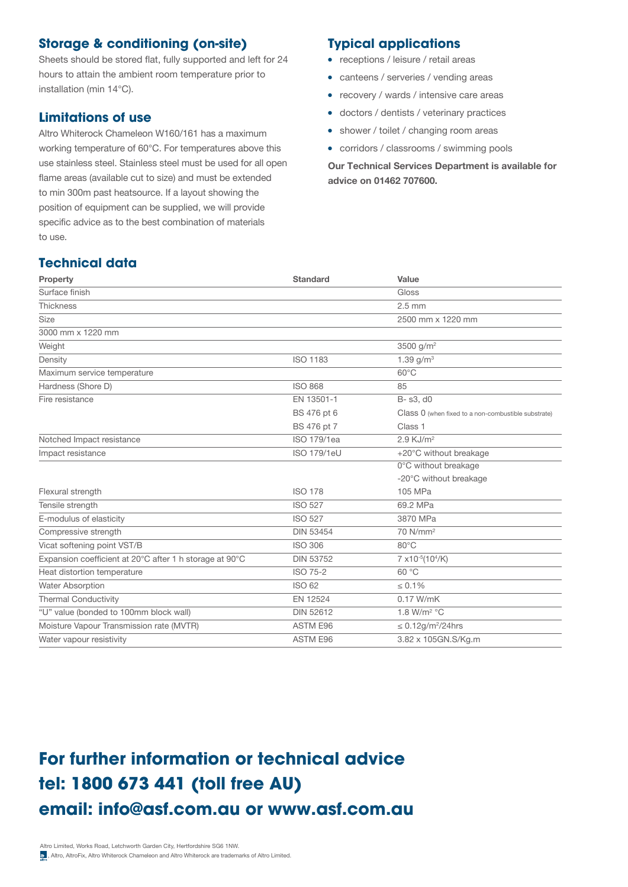## Storage & conditioning (on-site)

Sheets should be stored flat, fully supported and left for 24 hours to attain the ambient room temperature prior to installation (min 14°C).

## Limitations of use

Altro Whiterock Chameleon W160/161 has a maximum working temperature of 60°C. For temperatures above this use stainless steel. Stainless steel must be used for all open flame areas (available cut to size) and must be extended to min 300m past heatsource. If a layout showing the position of equipment can be supplied, we will provide specific advice as to the best combination of materials to use.

## Typical applications

- receptions / leisure / retail areas
- canteens / serveries / vending areas
- recovery / wards / intensive care areas
- doctors / dentists / veterinary practices
- shower / toilet / changing room areas
- corridors / classrooms / swimming pools

**Our Technical Services Department is available for advice on 01462 707600.**

## Technical data

| Property | Standard | Value |
|---|---|---|
| Surface finish | | Gloss |
| Thickness | | 2.5 mm |
| Size | | 2500 mm x 1220 mm |
| 3000 mm x 1220 mm | | |
| Weight | | 3500 g/m$^2$ |
| Density | ISO 1183 | 1.39 g/m$^3$ |
| Maximum service temperature | | 60°C |
| Hardness (Shore D) | ISO 868 | 85 |
| Fire resistance | EN 13501-1 | B- s3, d0 |
| | BS 476 pt 6 | Class 0 (when fixed to a non-combustible substrate) |
| | BS 476 pt 7 | Class 1 |
| Notched Impact resistance | ISO 179/1ea | 2.9 KJ/m$^2$ |
| Impact resistance | ISO 179/1eU | +20°C without breakage |
| | | 0°C without breakage |
| | | -20°C without breakage |
| Flexural strength | ISO 178 | 105 MPa |
| Tensile strength | ISO 527 | 69.2 MPa |
| E-modulus of elasticity | ISO 527 | 3870 MPa |
| Compressive strength | DIN 53454 | 70 N/mm$^2$ |
| Vicat softening point VST/B | ISO 306 | 80°C |
| Expansion coefficient at 20°C after 1 h storage at 90°C | DIN 53752 | 7 x$10^{-5}$($10^4$/K) |
| Heat distortion temperature | ISO 75-2 | 60 °C |
| Water Absorption | ISO 62 | ≤ 0.1% |
| Thermal Conductivity | EN 12524 | 0.17 W/mK |
| "U" value (bonded to 100mm block wall) | DIN 52612 | 1.8 W/m$^2$ °C |
| Moisture Vapour Transmission rate (MVTR) | ASTM E96 | ≤ 0.12g/m$^2$/24hrs |
| Water vapour resistivity | ASTM E96 | 3.82 x 105GN.S/Kg.m |

## For further information or technical advice tel: 1800 673 441 (toll free AU) email: info@asf.com.au or www.asf.com.au

Altro Limited, Works Road, Letchworth Garden City, Hertfordshire SG6 1NW.

Altro, AltroFix, Altro Whiterock Chameleon and Altro Whiterock are trademarks of Altro Limited.